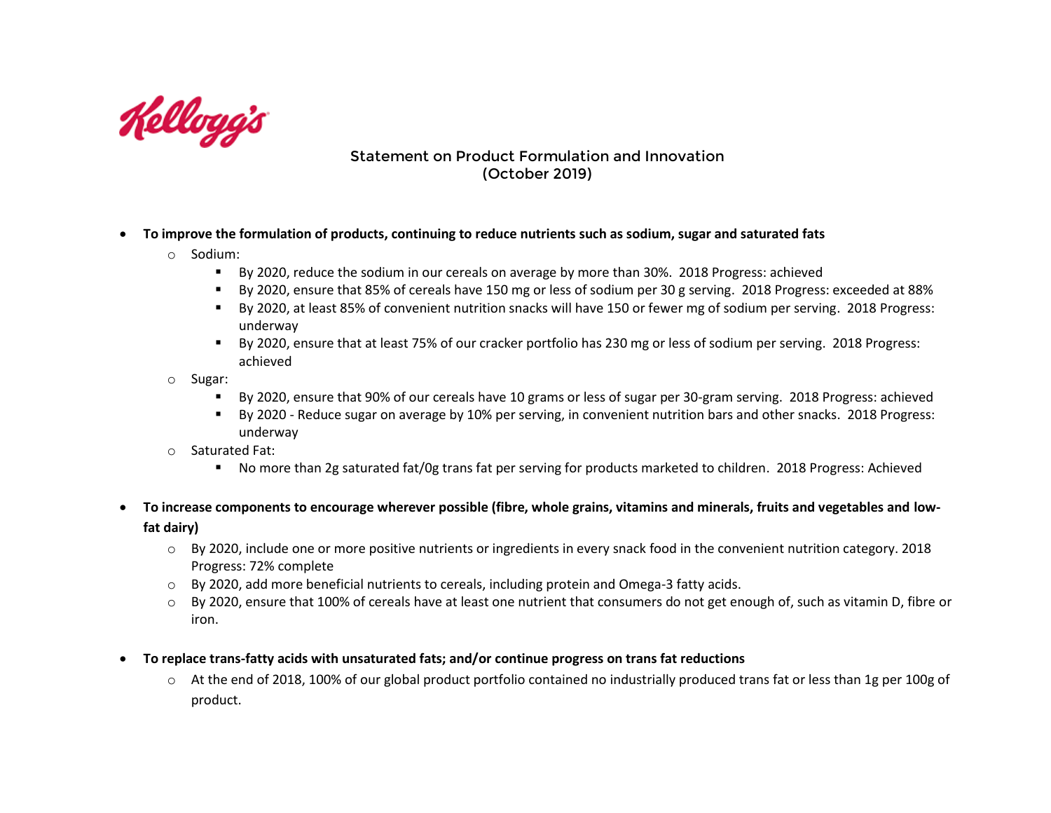Kellogg's

## Statement on Product Formulation and Innovation
## (October 2019)

- **To improve the formulation of products, continuing to reduce nutrients such as sodium, sugar and saturated fats**
  - Sodium:
    - By 2020, reduce the sodium in our cereals on average by more than 30%. 2018 Progress: achieved
    - By 2020, ensure that 85% of cereals have 150 mg or less of sodium per 30 g serving. 2018 Progress: exceeded at 88%
    - By 2020, at least 85% of convenient nutrition snacks will have 150 or fewer mg of sodium per serving. 2018 Progress: underway
    - By 2020, ensure that at least 75% of our cracker portfolio has 230 mg or less of sodium per serving. 2018 Progress: achieved
  - Sugar:
    - By 2020, ensure that 90% of our cereals have 10 grams or less of sugar per 30-gram serving. 2018 Progress: achieved
    - By 2020 - Reduce sugar on average by 10% per serving, in convenient nutrition bars and other snacks. 2018 Progress: underway
  - Saturated Fat:
    - No more than 2g saturated fat/0g trans fat per serving for products marketed to children. 2018 Progress: Achieved

- **To increase components to encourage wherever possible (fibre, whole grains, vitamins and minerals, fruits and vegetables and low-fat dairy)**
  - By 2020, include one or more positive nutrients or ingredients in every snack food in the convenient nutrition category. 2018 Progress: 72% complete
  - By 2020, add more beneficial nutrients to cereals, including protein and Omega-3 fatty acids.
  - By 2020, ensure that 100% of cereals have at least one nutrient that consumers do not get enough of, such as vitamin D, fibre or iron.

- **To replace trans-fatty acids with unsaturated fats; and/or continue progress on trans fat reductions**
  - At the end of 2018, 100% of our global product portfolio contained no industrially produced trans fat or less than 1g per 100g of product.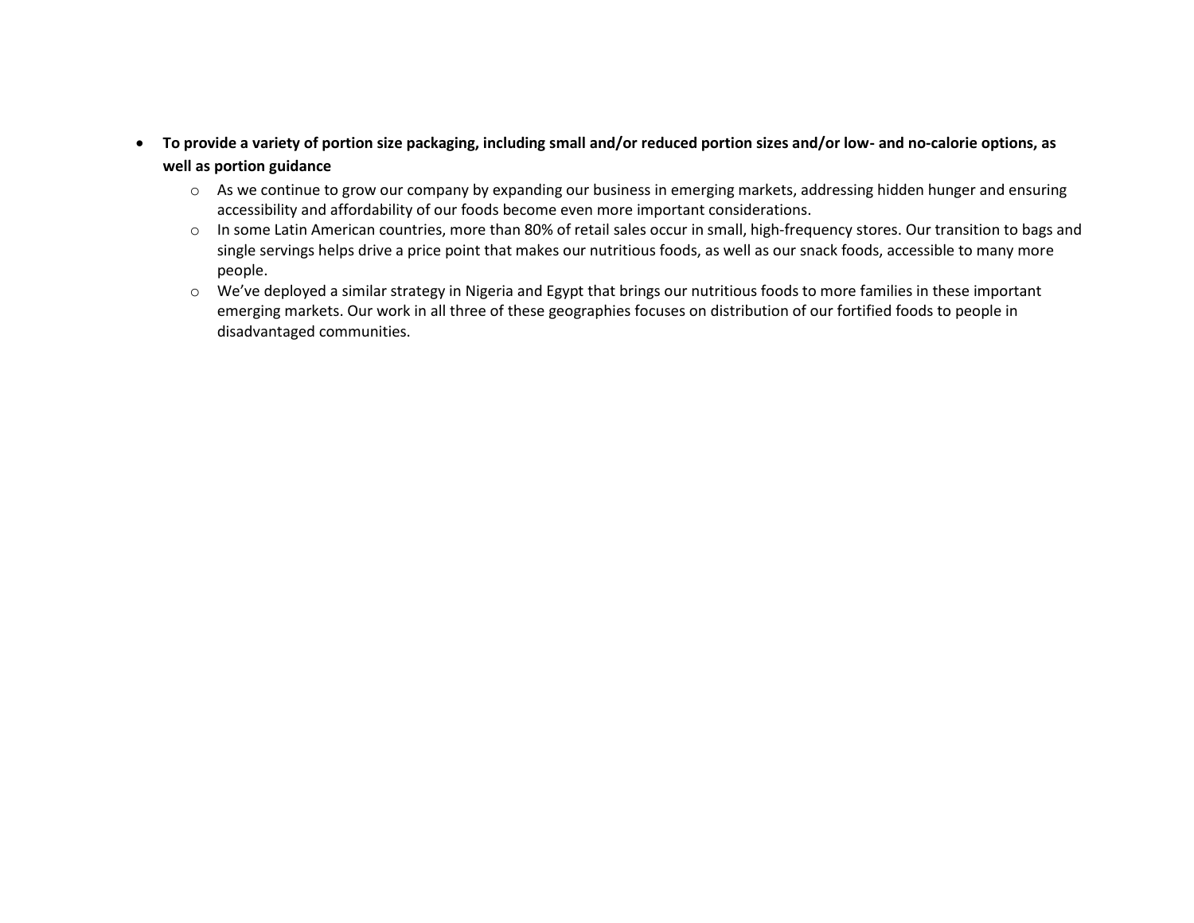- **To provide a variety of portion size packaging, including small and/or reduced portion sizes and/or low- and no-calorie options, as well as portion guidance**
  - As we continue to grow our company by expanding our business in emerging markets, addressing hidden hunger and ensuring accessibility and affordability of our foods become even more important considerations.
  - In some Latin American countries, more than 80% of retail sales occur in small, high-frequency stores. Our transition to bags and single servings helps drive a price point that makes our nutritious foods, as well as our snack foods, accessible to many more people.
  - We've deployed a similar strategy in Nigeria and Egypt that brings our nutritious foods to more families in these important emerging markets. Our work in all three of these geographies focuses on distribution of our fortified foods to people in disadvantaged communities.